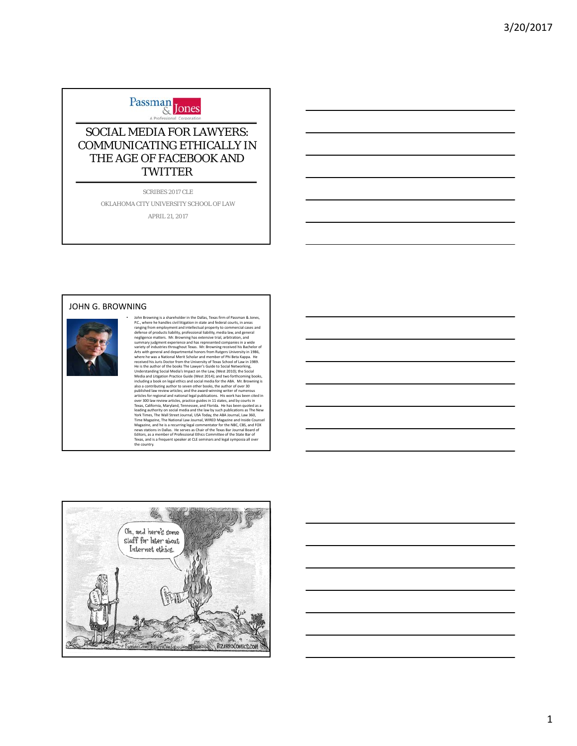Passman & Jones
A Professional Corporation

# SOCIAL MEDIA FOR LAWYERS: COMMUNICATING ETHICALLY IN THE AGE OF FACEBOOK AND TWITTER

SCRIBES 2017 CLE

OKLAHOMA CITY UNIVERSITY SCHOOL OF LAW

APRIL 21, 2017

## JOHN G. BROWNING

- John Browning is a shareholder in the Dallas, Texas firm of Passman & Jones, P.C., where he handles civil litigation in state and federal courts, in areas ranging from employment and intellectual property to commercial cases and defense of products liability, professional liability, media law, and general negligence matters. Mr. Browning has extensive trial, arbitration, and summary judgment experience and has represented companies in a wide variety of industries throughout Texas. Mr. Browning received his Bachelor of Arts with general and departmental honors from Rutgers University in 1986, where he was a National Merit Scholar and member of Phi Beta Kappa. He received his Juris Doctor from the University of Texas School of Law in 1989. He is the author of the books The Lawyer's Guide to Social Networking, Understanding Social Media's Impact on the Law, (West 2010); the Social Media and Litigation Practice Guide (West 2014); and two forthcoming books, including a book on legal ethics and social media for the ABA. Mr. Browning is also a contributing author to seven other books, the author of over 30 published law review articles; and the award-winning writer of numerous articles for regional and national legal publications. His work has been cited in over 300 law review articles, practice guides in 11 states, and by courts in Texas, California, Maryland, Tennessee, and Florida. He has been quoted as a leading authority on social media and the law by such publications as The New York Times, The Wall Street Journal, USA Today, the ABA Journal, Law 360, Time Magazine, The National Law Journal, WIRED Magazine and Inside Counsel Magazine, and he is a recurring legal commentator for the NBC, CBS, and FOX news stations in Dallas. He serves as Chair of the Texas Bar Journal Board of Editors, as a member of Professional Ethics Committee of the State Bar of Texas, and is a frequent speaker at CLE seminars and legal symposia all over the country.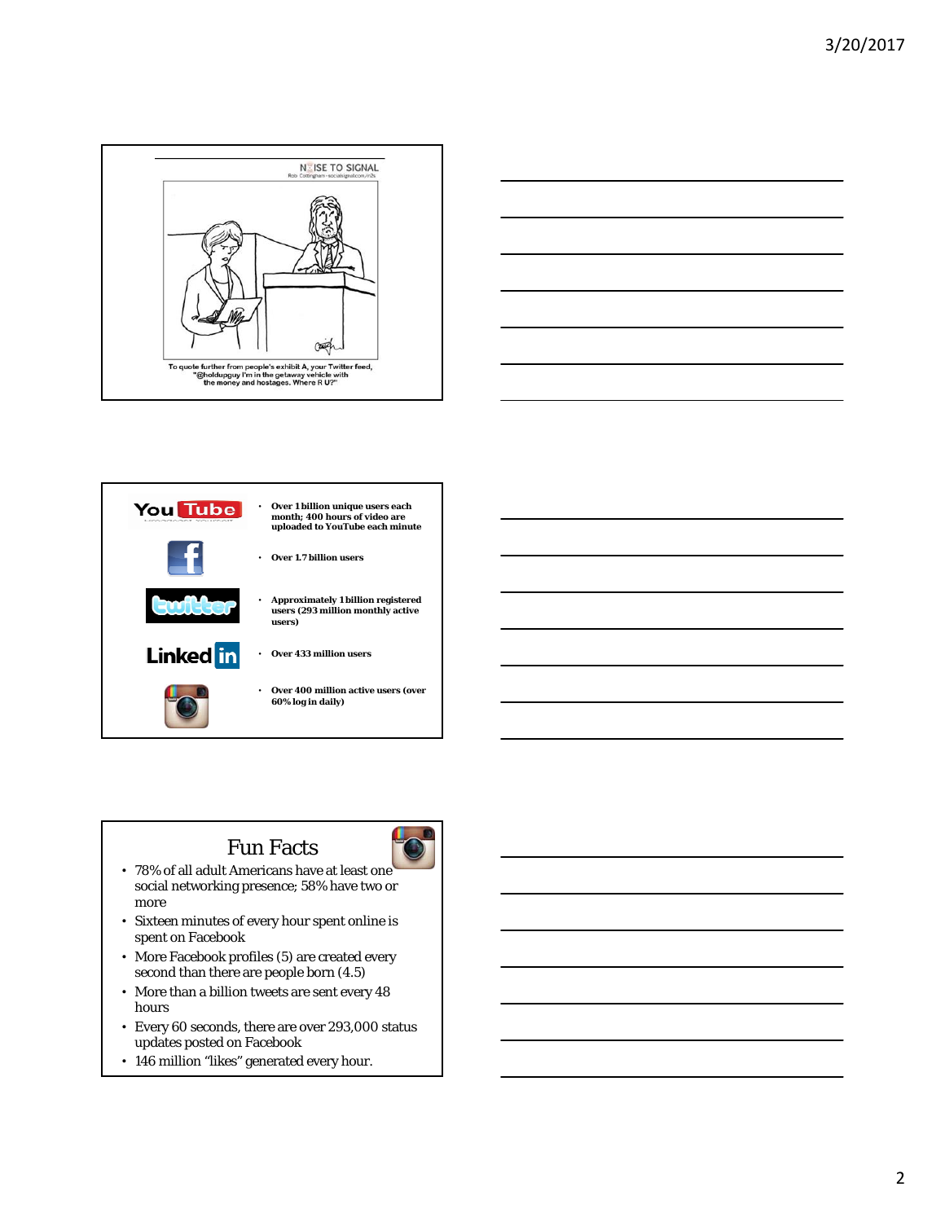NOISE TO SIGNAL
Rob Cottingham • socialsignal.com/n2s

To quote further from people's exhibit A, your Twitter feed, "@holdupguy I'm in the getaway vehicle with the money and hostages. Where R U?"

---

- YouTube: Over 1 billion unique users each month; 400 hours of video are uploaded to YouTube each minute
- Facebook: Over 1.7 billion users
- Twitter: Approximately 1 billion registered users (293 million monthly active users)
- LinkedIn: Over 433 million users
- Instagram: Over 400 million active users (over 60% log in daily)

---

## Fun Facts

- 78% of all adult Americans have at least one social networking presence; 58% have two or more
- Sixteen minutes of every hour spent online is spent on Facebook
- More Facebook profiles (5) are created every second than there are people born (4.5)
- More than a billion tweets are sent every 48 hours
- Every 60 seconds, there are over 293,000 status updates posted on Facebook
- 146 million "likes" generated every hour.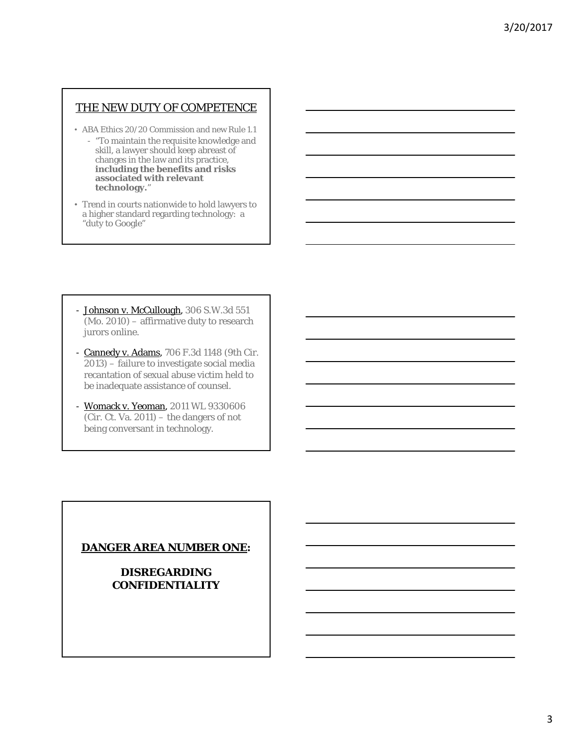## THE NEW DUTY OF COMPETENCE

- ABA Ethics 20/20 Commission and new Rule 1.1
  - "To maintain the requisite knowledge and skill, a lawyer should keep abreast of changes in the law and its practice, **including the benefits and risks associated with relevant technology.**"
- Trend in courts nationwide to hold lawyers to a higher standard regarding technology: a "duty to Google"

- Johnson v. McCullough, 306 S.W.3d 551 (Mo. 2010) – affirmative duty to research jurors online.
- Cannedy v. Adams, 706 F.3d 1148 (9th Cir. 2013) – failure to investigate social media recantation of sexual abuse victim held to be inadequate assistance of counsel.
- Womack v. Yeoman, 2011 WL 9330606 (Cir. Ct. Va. 2011) – the dangers of not being conversant in technology.

## DANGER AREA NUMBER ONE:

## DISREGARDING CONFIDENTIALITY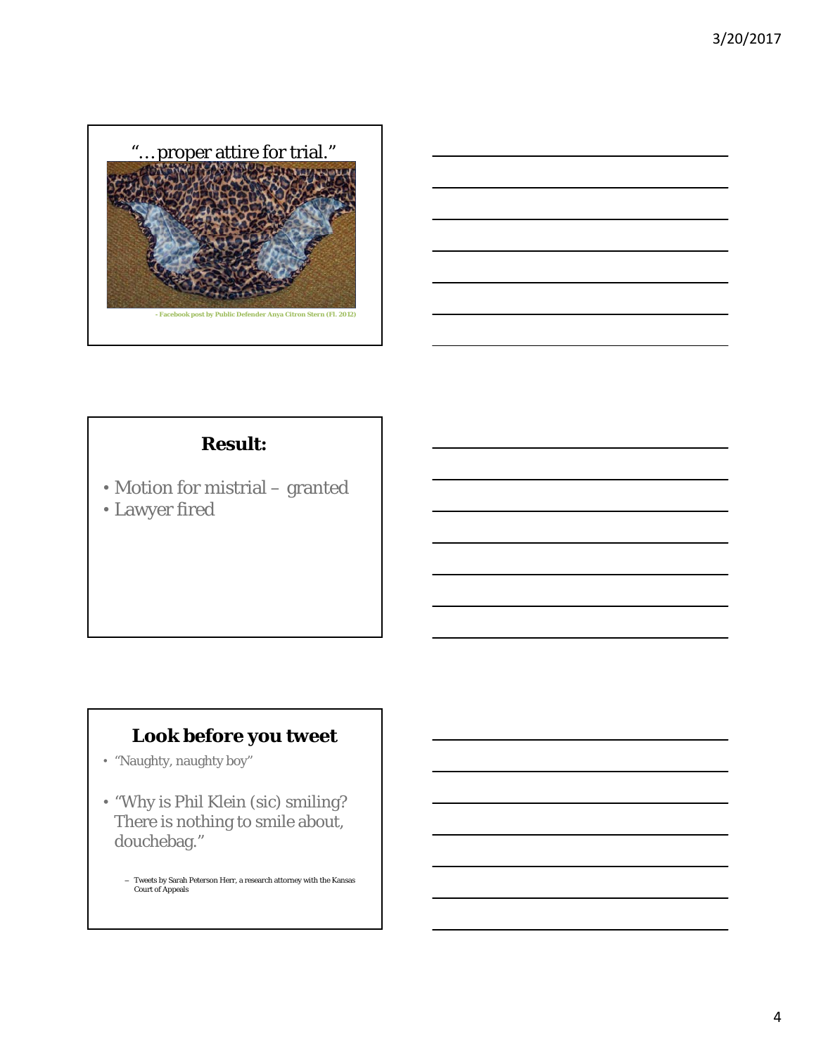## "… proper attire for trial."

- Facebook post by Public Defender Anya Citron Stern (Fl. 2012)

## Result:

- Motion for mistrial – granted
- Lawyer fired

## Look before you tweet

- "Naughty, naughty boy"
- "Why is Phil Klein (sic) smiling? There is nothing to smile about, douchebag."
  - Tweets by Sarah Peterson Herr, a research attorney with the Kansas Court of Appeals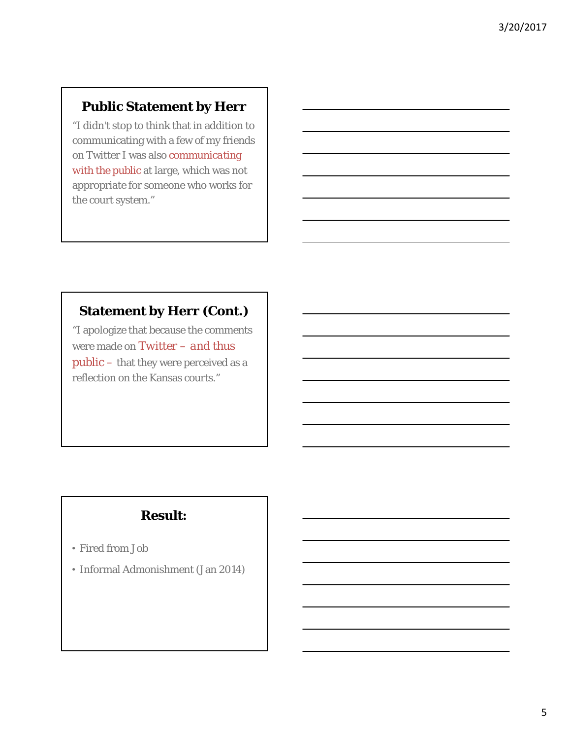## Public Statement by Herr

"I didn't stop to think that in addition to communicating with a few of my friends on Twitter I was also communicating with the public at large, which was not appropriate for someone who works for the court system."

## Statement by Herr (Cont.)

"I apologize that because the comments were made on Twitter – and thus public – that they were perceived as a reflection on the Kansas courts."

## Result:

- Fired from Job
- Informal Admonishment (Jan 2014)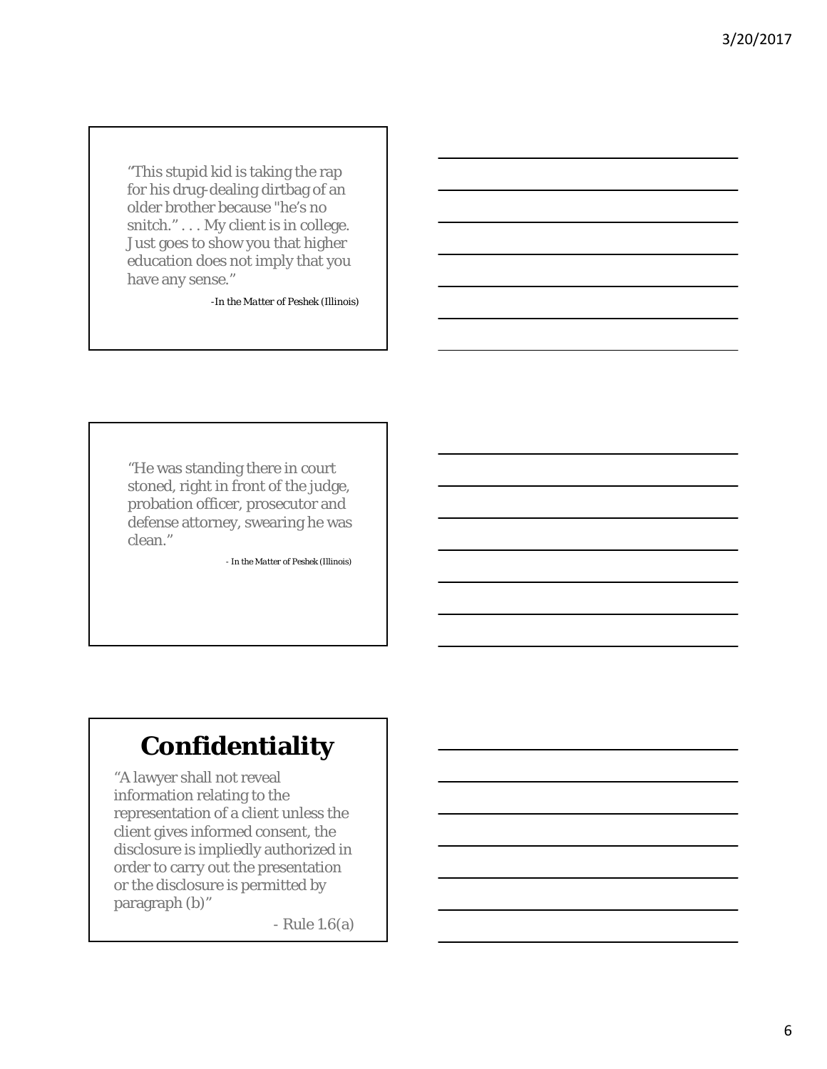"This stupid kid is taking the rap for his drug-dealing dirtbag of an older brother because "he's no snitch." . . . My client is in college. Just goes to show you that higher education does not imply that you have any sense."

*-In the Matter of Peshek (Illinois)*

"He was standing there in court stoned, right in front of the judge, probation officer, prosecutor and defense attorney, swearing he was clean."

*- In the Matter of Peshek (Illinois)*

# Confidentiality

"A lawyer shall not reveal information relating to the representation of a client unless the client gives informed consent, the disclosure is impliedly authorized in order to carry out the presentation or the disclosure is permitted by paragraph (b)"

- Rule 1.6(a)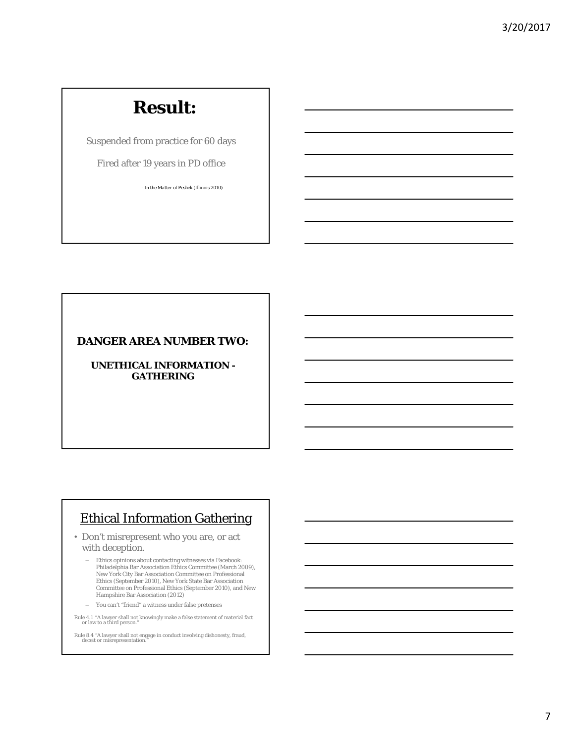# Result:

Suspended from practice for 60 days

Fired after 19 years in PD office

- In the Matter of Peshek (Illinois 2010)

**DANGER AREA NUMBER TWO:**

**UNETHICAL INFORMATION - GATHERING**

## Ethical Information Gathering

- Don't misrepresent who you are, or act with deception.
  - Ethics opinions about contacting witnesses via Facebook: Philadelphia Bar Association Ethics Committee (March 2009), New York City Bar Association Committee on Professional Ethics (September 2010), New York State Bar Association Committee on Professional Ethics (September 2010), and New Hampshire Bar Association (2012)
  - You can't "friend" a witness under false pretenses

Rule 4.1 "A lawyer shall not knowingly make a false statement of material fact or law to a third person."

Rule 8.4 "A lawyer shall not engage in conduct involving dishonesty, fraud, deceit or misrepresentation."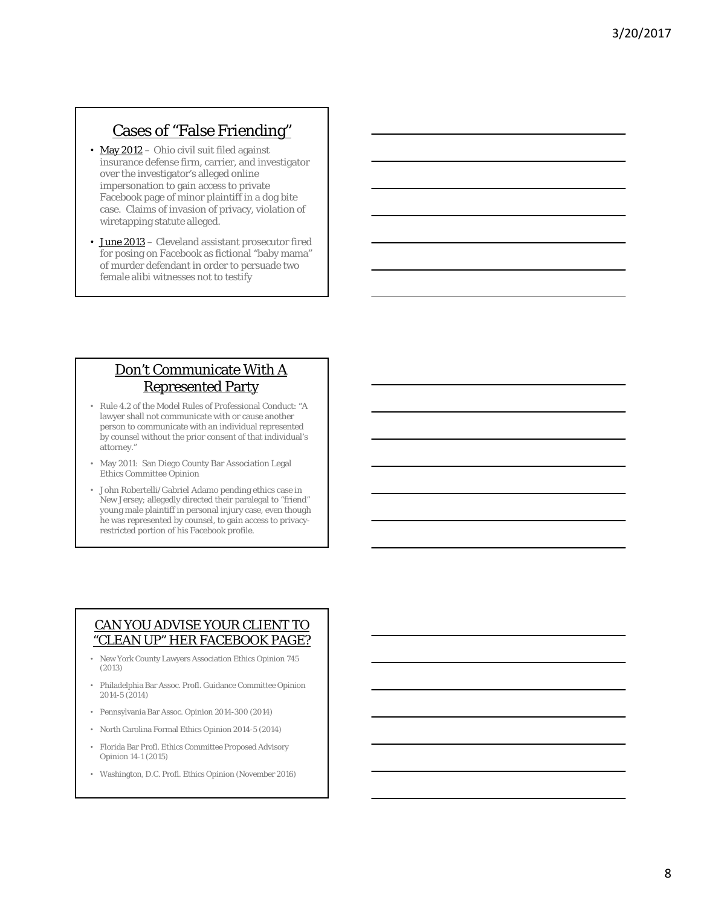## Cases of "False Friending"

- May 2012 – Ohio civil suit filed against insurance defense firm, carrier, and investigator over the investigator's alleged online impersonation to gain access to private Facebook page of minor plaintiff in a dog bite case. Claims of invasion of privacy, violation of wiretapping statute alleged.
- June 2013 – Cleveland assistant prosecutor fired for posing on Facebook as fictional "baby mama" of murder defendant in order to persuade two female alibi witnesses not to testify

## Don't Communicate With A Represented Party

- Rule 4.2 of the Model Rules of Professional Conduct: "A lawyer shall not communicate with or cause another person to communicate with an individual represented by counsel without the prior consent of that individual's attorney."
- May 2011: San Diego County Bar Association Legal Ethics Committee Opinion
- John Robertelli/Gabriel Adamo pending ethics case in New Jersey; allegedly directed their paralegal to "friend" young male plaintiff in personal injury case, even though he was represented by counsel, to gain access to privacy-restricted portion of his Facebook profile.

## CAN YOU ADVISE YOUR CLIENT TO "CLEAN UP" HER FACEBOOK PAGE?

- New York County Lawyers Association Ethics Opinion 745 (2013)
- Philadelphia Bar Assoc. Profl. Guidance Committee Opinion 2014-5 (2014)
- Pennsylvania Bar Assoc. Opinion 2014-300 (2014)
- North Carolina Formal Ethics Opinion 2014-5 (2014)
- Florida Bar Profl. Ethics Committee Proposed Advisory Opinion 14-1 (2015)
- Washington, D.C. Profl. Ethics Opinion (November 2016)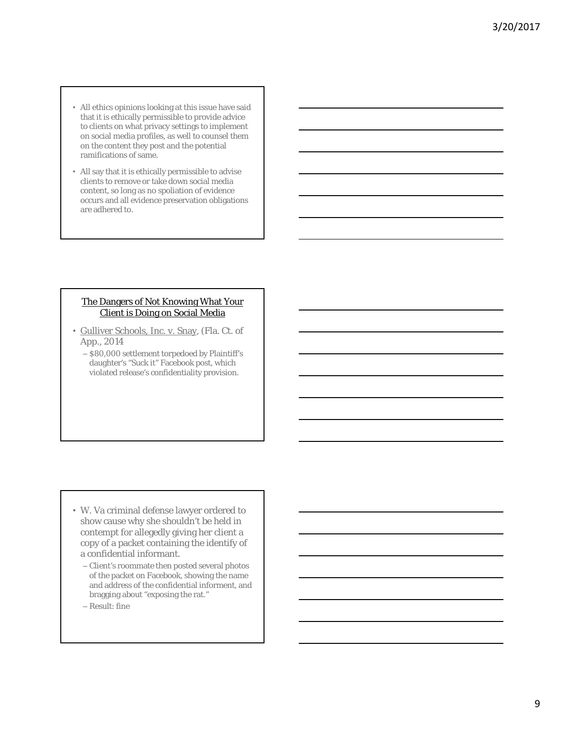- All ethics opinions looking at this issue have said that it is ethically permissible to provide advice to clients on what privacy settings to implement on social media profiles, as well to counsel them on the content they post and the potential ramifications of same.
- All say that it is ethically permissible to advise clients to remove or take down social media content, so long as no spoliation of evidence occurs and all evidence preservation obligations are adhered to.

## The Dangers of Not Knowing What Your Client is Doing on Social Media

- Gulliver Schools, Inc. v. Snay, (Fla. Ct. of App., 2014
  - $80,000 settlement torpedoed by Plaintiff's daughter's "Suck it" Facebook post, which violated release's confidentiality provision.

- W. Va criminal defense lawyer ordered to show cause why she shouldn't be held in contempt for allegedly giving her client a copy of a packet containing the identify of a confidential informant.
  - Client's roommate then posted several photos of the packet on Facebook, showing the name and address of the confidential informent, and bragging about "exposing the rat."
  - Result: fine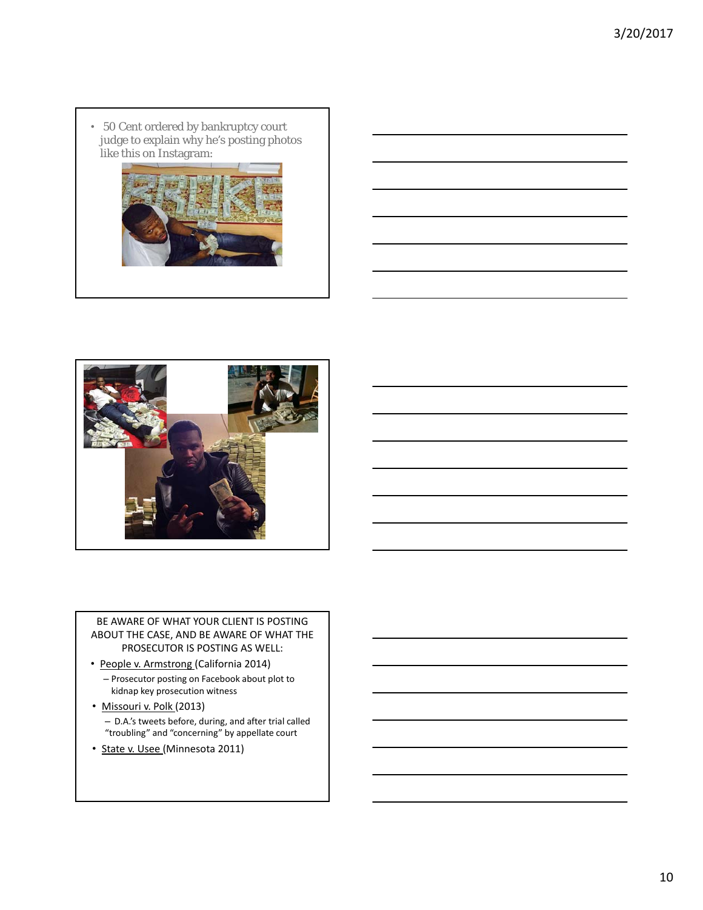- 50 Cent ordered by bankruptcy court judge to explain why he's posting photos like this on Instagram:

BE AWARE OF WHAT YOUR CLIENT IS POSTING ABOUT THE CASE, AND BE AWARE OF WHAT THE PROSECUTOR IS POSTING AS WELL:

- People v. Armstrong (California 2014)
  - Prosecutor posting on Facebook about plot to kidnap key prosecution witness
- Missouri v. Polk (2013)
  - D.A.'s tweets before, during, and after trial called "troubling" and "concerning" by appellate court
- State v. Usee (Minnesota 2011)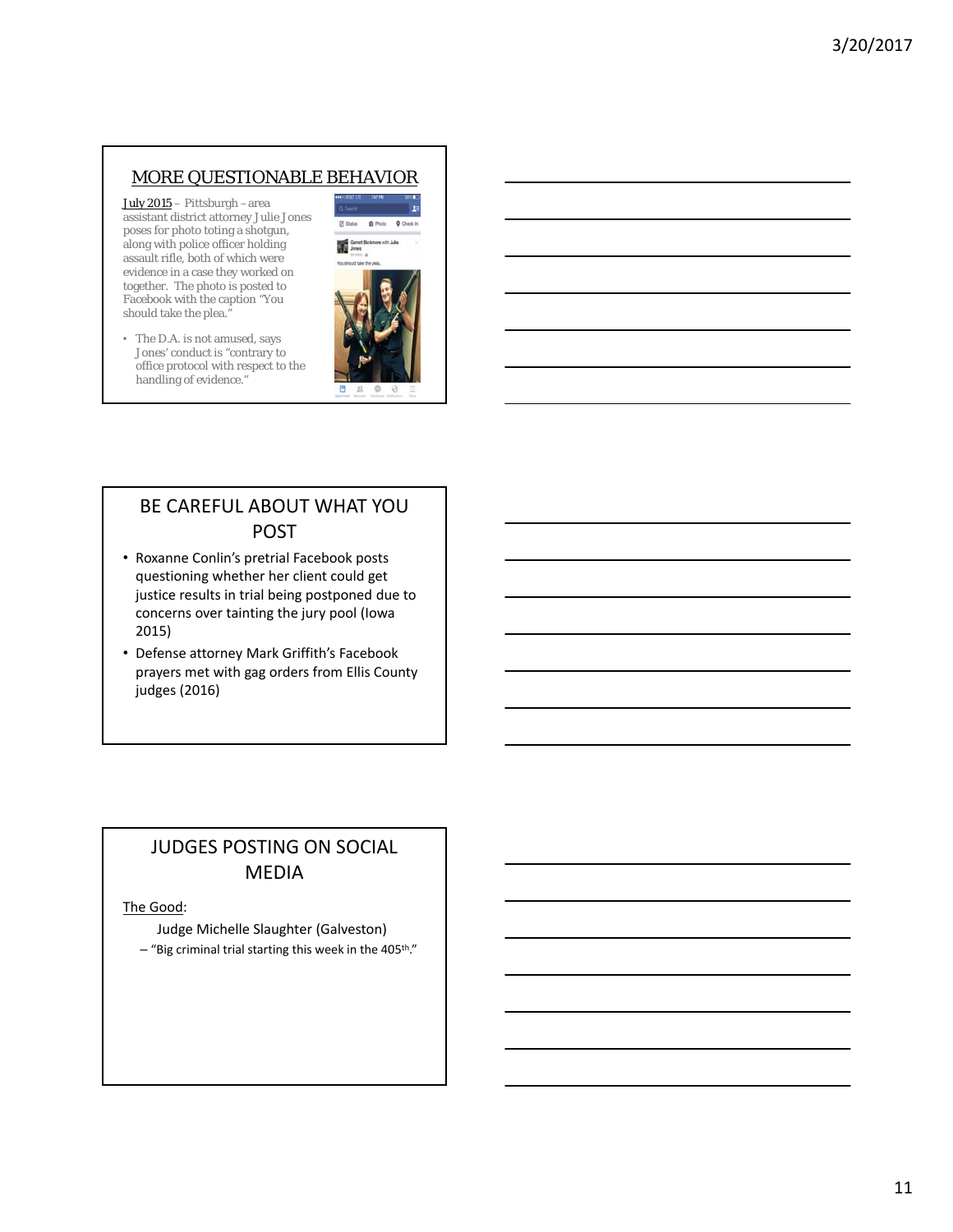## MORE QUESTIONABLE BEHAVIOR

July 2015 – Pittsburgh – area assistant district attorney Julie Jones poses for photo toting a shotgun, along with police officer holding assault rifle, both of which were evidence in a case they worked on together. The photo is posted to Facebook with the caption "You should take the plea."

- The D.A. is not amused, says Jones' conduct is "contrary to office protocol with respect to the handling of evidence."

## BE CAREFUL ABOUT WHAT YOU POST

- Roxanne Conlin's pretrial Facebook posts questioning whether her client could get justice results in trial being postponed due to concerns over tainting the jury pool (Iowa 2015)
- Defense attorney Mark Griffith's Facebook prayers met with gag orders from Ellis County judges (2016)

## JUDGES POSTING ON SOCIAL MEDIA

The Good:

Judge Michelle Slaughter (Galveston)

- "Big criminal trial starting this week in the 405th."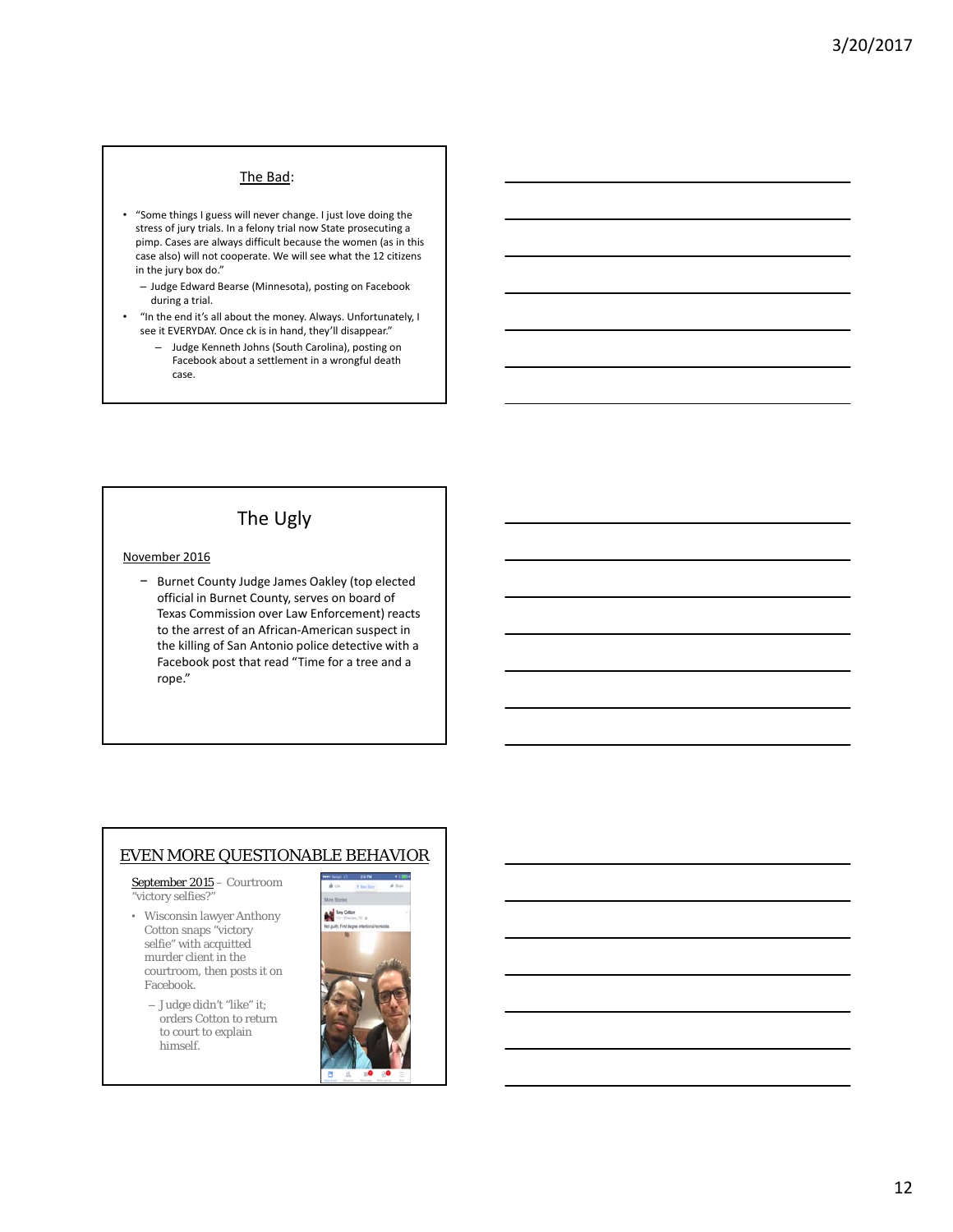## The Bad:

- "Some things I guess will never change. I just love doing the stress of jury trials. In a felony trial now State prosecuting a pimp. Cases are always difficult because the women (as in this case also) will not cooperate. We will see what the 12 citizens in the jury box do."
  - Judge Edward Bearse (Minnesota), posting on Facebook during a trial.
- "In the end it's all about the money. Always. Unfortunately, I see it EVERYDAY. Once ck is in hand, they'll disappear."
  - Judge Kenneth Johns (South Carolina), posting on Facebook about a settlement in a wrongful death case.

## The Ugly

November 2016

- Burnet County Judge James Oakley (top elected official in Burnet County, serves on board of Texas Commission over Law Enforcement) reacts to the arrest of an African-American suspect in the killing of San Antonio police detective with a Facebook post that read "Time for a tree and a rope."

## EVEN MORE QUESTIONABLE BEHAVIOR

September 2015 – Courtroom "victory selfies?"

- Wisconsin lawyer Anthony Cotton snaps "victory selfie" with acquitted murder client in the courtroom, then posts it on Facebook.
  - Judge didn't "like" it; orders Cotton to return to court to explain himself.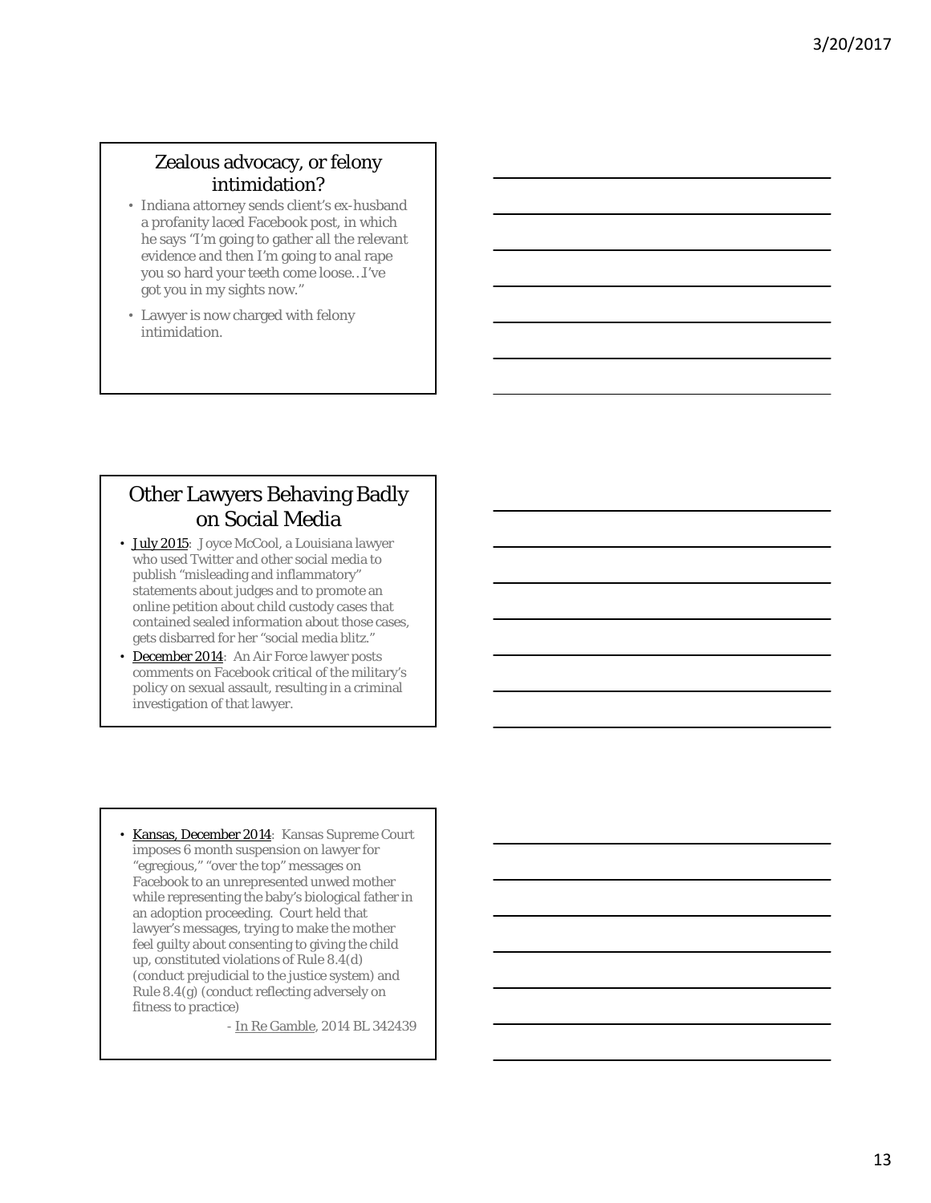## Zealous advocacy, or felony intimidation?

- Indiana attorney sends client's ex-husband a profanity laced Facebook post, in which he says "I'm going to gather all the relevant evidence and then I'm going to anal rape you so hard your teeth come loose…I've got you in my sights now."
- Lawyer is now charged with felony intimidation.

## Other Lawyers Behaving Badly on Social Media

- July 2015: Joyce McCool, a Louisiana lawyer who used Twitter and other social media to publish "misleading and inflammatory" statements about judges and to promote an online petition about child custody cases that contained sealed information about those cases, gets disbarred for her "social media blitz."
- December 2014: An Air Force lawyer posts comments on Facebook critical of the military's policy on sexual assault, resulting in a criminal investigation of that lawyer.

- Kansas, December 2014: Kansas Supreme Court imposes 6 month suspension on lawyer for "egregious," "over the top" messages on Facebook to an unrepresented unwed mother while representing the baby's biological father in an adoption proceeding. Court held that lawyer's messages, trying to make the mother feel guilty about consenting to giving the child up, constituted violations of Rule 8.4(d) (conduct prejudicial to the justice system) and Rule 8.4(g) (conduct reflecting adversely on fitness to practice)

  - In Re Gamble, 2014 BL 342439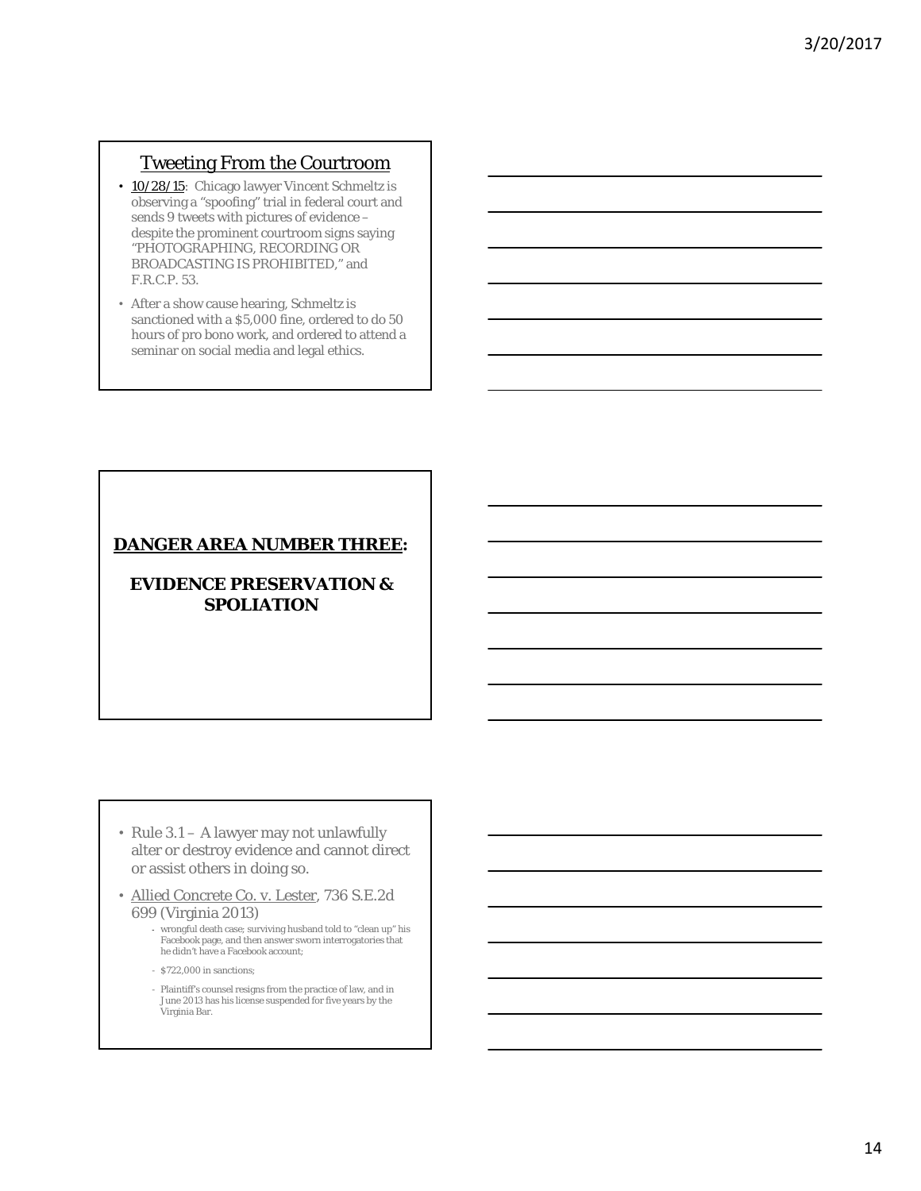## Tweeting From the Courtroom

- 10/28/15: Chicago lawyer Vincent Schmeltz is observing a "spoofing" trial in federal court and sends 9 tweets with pictures of evidence – despite the prominent courtroom signs saying "PHOTOGRAPHING, RECORDING OR BROADCASTING IS PROHIBITED," and F.R.C.P. 53.
- After a show cause hearing, Schmeltz is sanctioned with a $5,000 fine, ordered to do 50 hours of pro bono work, and ordered to attend a seminar on social media and legal ethics.

**DANGER AREA NUMBER THREE:**

**EVIDENCE PRESERVATION & SPOLIATION**

- Rule 3.1 – A lawyer may not unlawfully alter or destroy evidence and cannot direct or assist others in doing so.
- Allied Concrete Co. v. Lester, 736 S.E.2d 699 (Virginia 2013)
  - wrongful death case; surviving husband told to "clean up" his Facebook page, and then answer sworn interrogatories that he didn't have a Facebook account;
  - $722,000 in sanctions;
  - Plaintiff's counsel resigns from the practice of law, and in June 2013 has his license suspended for five years by the Virginia Bar.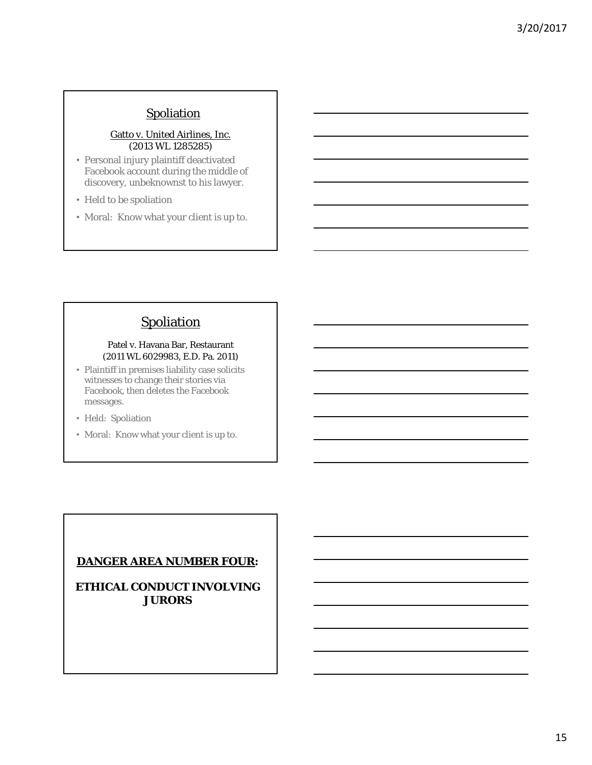## Spoliation

Gatto v. United Airlines, Inc.
(2013 WL 1285285)

- Personal injury plaintiff deactivated Facebook account during the middle of discovery, unbeknownst to his lawyer.
- Held to be spoliation
- Moral: Know what your client is up to.

## Spoliation

Patel v. Havana Bar, Restaurant
(2011 WL 6029983, E.D. Pa. 2011)

- Plaintiff in premises liability case solicits witnesses to change their stories via Facebook, then deletes the Facebook messages.
- Held: Spoliation
- Moral: Know what your client is up to.

## **DANGER AREA NUMBER FOUR:**

## **ETHICAL CONDUCT INVOLVING JURORS**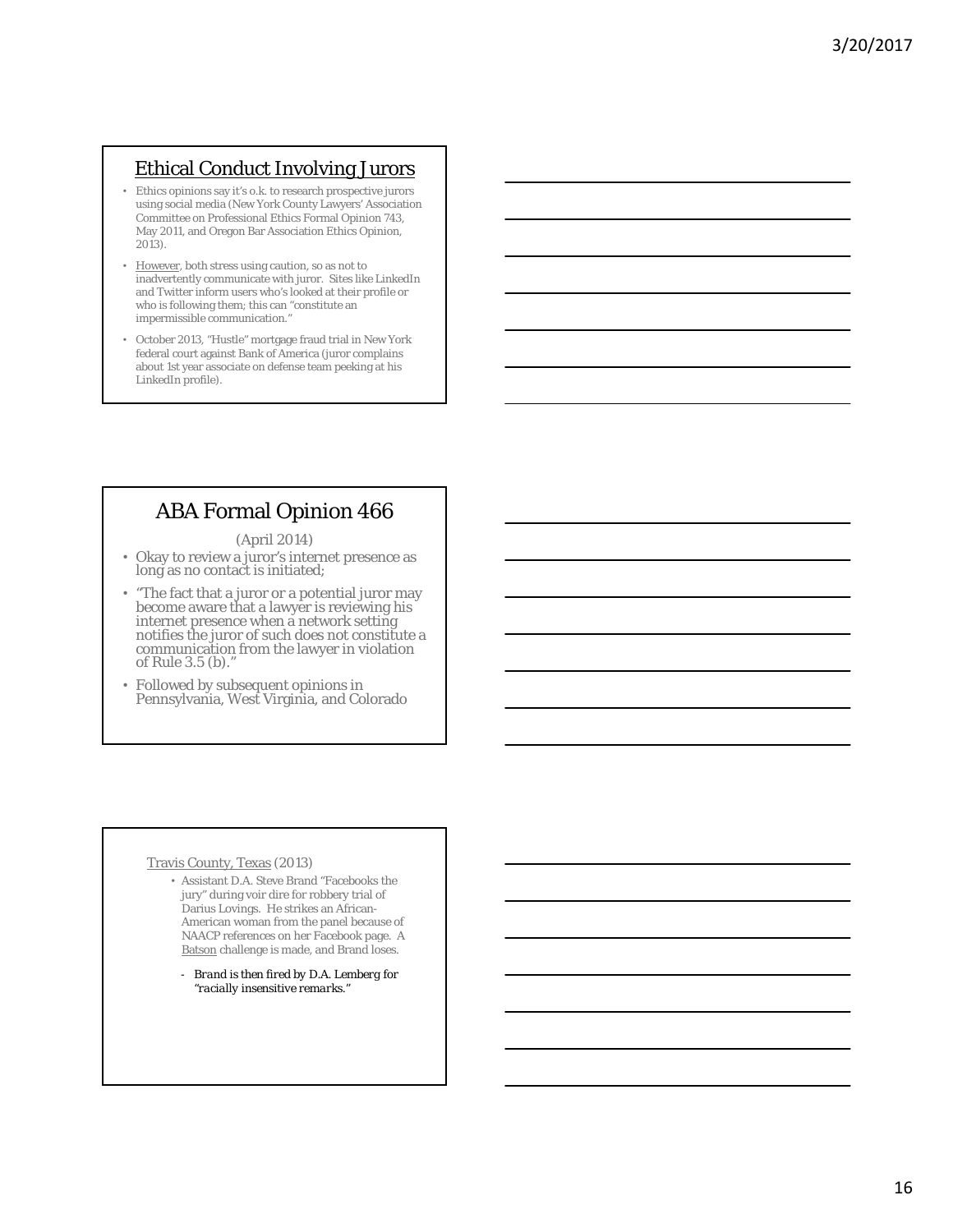## Ethical Conduct Involving Jurors

- Ethics opinions say it's o.k. to research prospective jurors using social media (New York County Lawyers' Association Committee on Professional Ethics Formal Opinion 743, May 2011, and Oregon Bar Association Ethics Opinion, 2013).
- However, both stress using caution, so as not to inadvertently communicate with juror. Sites like LinkedIn and Twitter inform users who's looked at their profile or who is following them; this can "constitute an impermissible communication."
- October 2013, "Hustle" mortgage fraud trial in New York federal court against Bank of America (juror complains about 1st year associate on defense team peeking at his LinkedIn profile).

## ABA Formal Opinion 466

(April 2014)

- Okay to review a juror's internet presence as long as no contact is initiated;
- "The fact that a juror or a potential juror may become aware that a lawyer is reviewing his internet presence when a network setting notifies the juror of such does not constitute a communication from the lawyer in violation of Rule 3.5 (b)."
- Followed by subsequent opinions in Pennsylvania, West Virginia, and Colorado

Travis County, Texas (2013)

- Assistant D.A. Steve Brand "Facebooks the jury" during voir dire for robbery trial of Darius Lovings. He strikes an African-American woman from the panel because of NAACP references on her Facebook page. A Batson challenge is made, and Brand loses.
  - *Brand is then fired by D.A. Lemberg for "racially insensitive remarks."*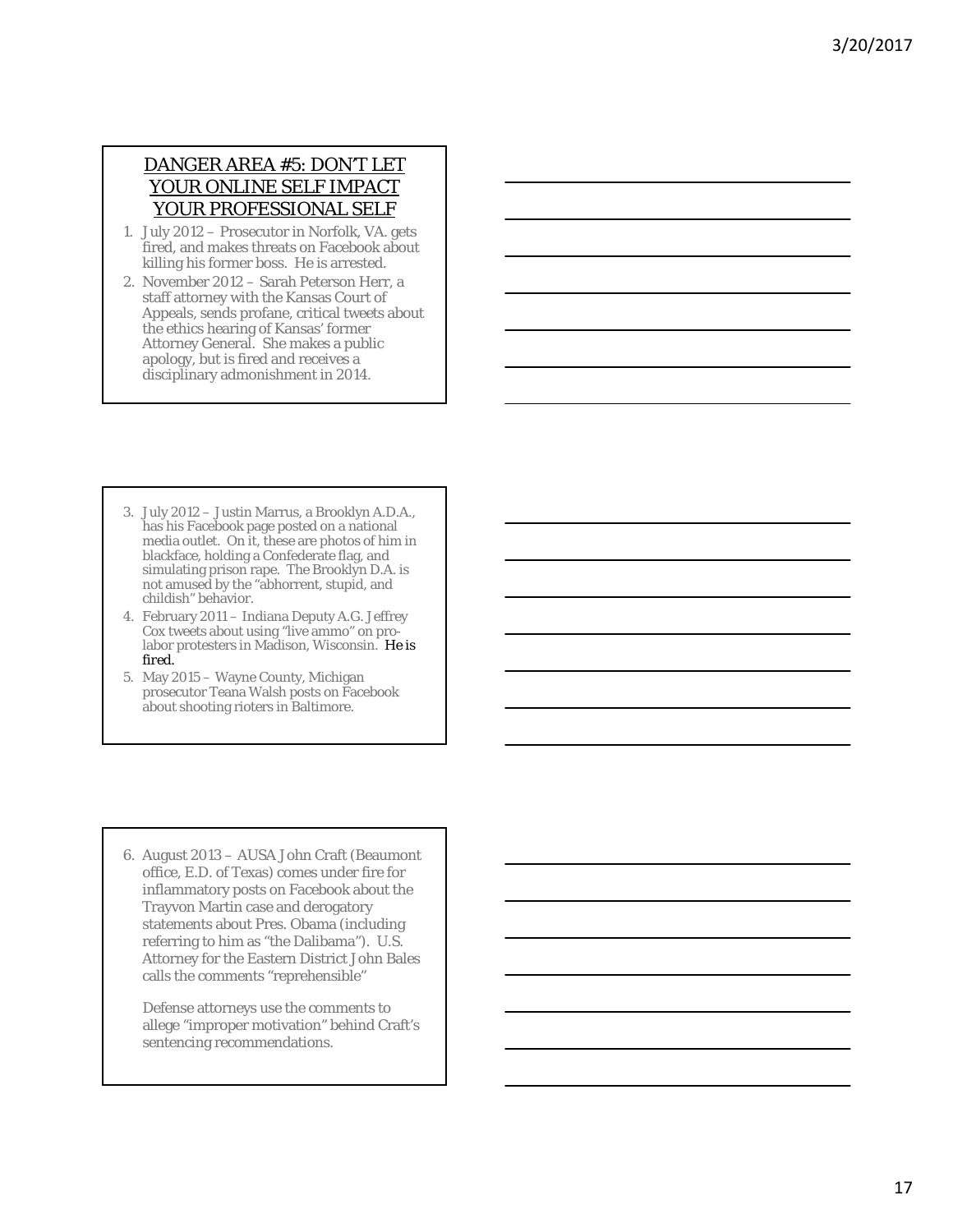## DANGER AREA #5: DON'T LET YOUR ONLINE SELF IMPACT YOUR PROFESSIONAL SELF

1. July 2012 – Prosecutor in Norfolk, VA. gets fired, and makes threats on Facebook about killing his former boss. He is arrested.
2. November 2012 – Sarah Peterson Herr, a staff attorney with the Kansas Court of Appeals, sends profane, critical tweets about the ethics hearing of Kansas' former Attorney General. She makes a public apology, but is fired and receives a disciplinary admonishment in 2014.
3. July 2012 – Justin Marrus, a Brooklyn A.D.A., has his Facebook page posted on a national media outlet. On it, these are photos of him in blackface, holding a Confederate flag, and simulating prison rape. The Brooklyn D.A. is not amused by the "abhorrent, stupid, and childish" behavior.
4. February 2011 – Indiana Deputy A.G. Jeffrey Cox tweets about using "live ammo" on pro-labor protesters in Madison, Wisconsin. *He is fired.*
5. May 2015 – Wayne County, Michigan prosecutor Teana Walsh posts on Facebook about shooting rioters in Baltimore.
6. August 2013 – AUSA John Craft (Beaumont office, E.D. of Texas) comes under fire for inflammatory posts on Facebook about the Trayvon Martin case and derogatory statements about Pres. Obama (including referring to him as "the Dalibama"). U.S. Attorney for the Eastern District John Bales calls the comments "reprehensible"

   Defense attorneys use the comments to allege "improper motivation" behind Craft's sentencing recommendations.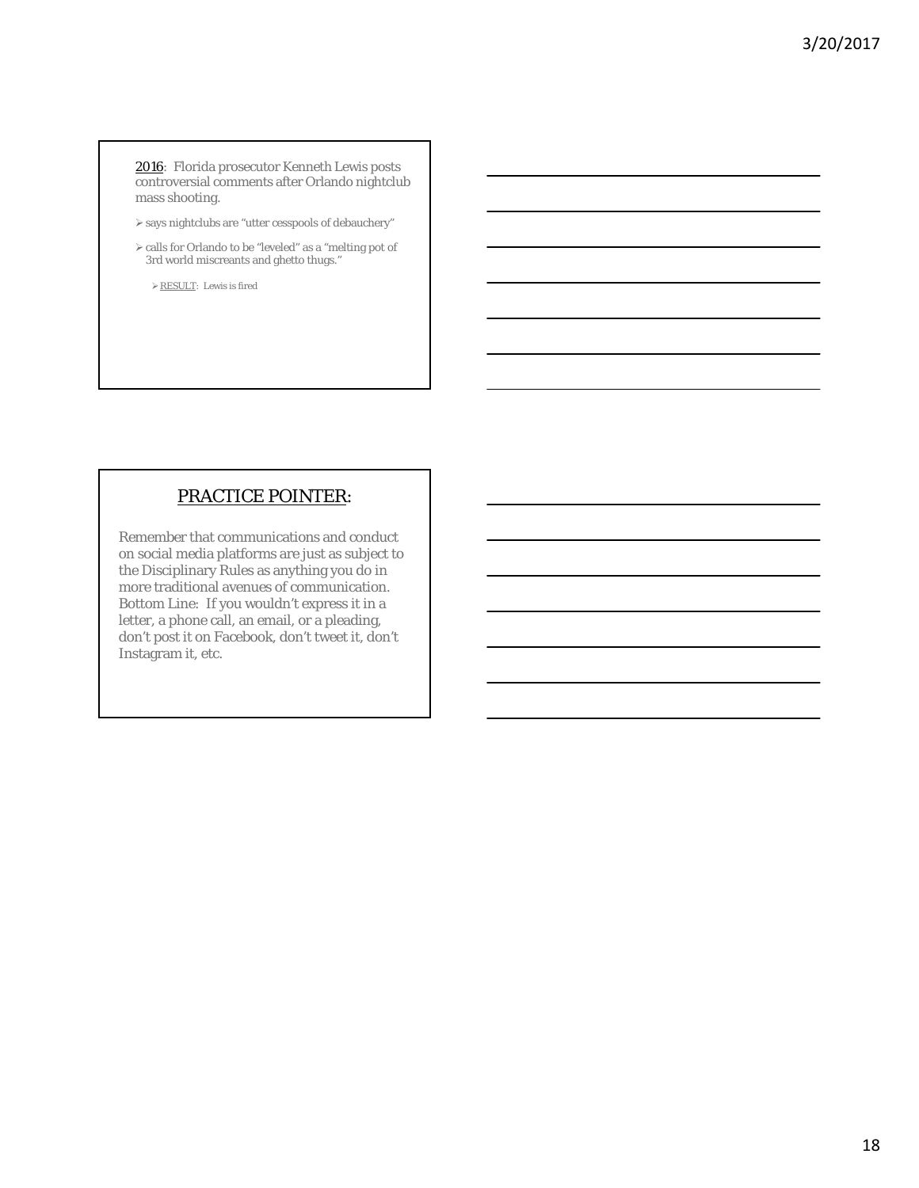2016: Florida prosecutor Kenneth Lewis posts controversial comments after Orlando nightclub mass shooting.

- says nightclubs are "utter cesspools of debauchery"
- calls for Orlando to be "leveled" as a "melting pot of 3rd world miscreants and ghetto thugs."
  - RESULT: Lewis is fired

## PRACTICE POINTER:

Remember that communications and conduct on social media platforms are just as subject to the Disciplinary Rules as anything you do in more traditional avenues of communication. Bottom Line: If you wouldn't express it in a letter, a phone call, an email, or a pleading, don't post it on Facebook, don't tweet it, don't Instagram it, etc.